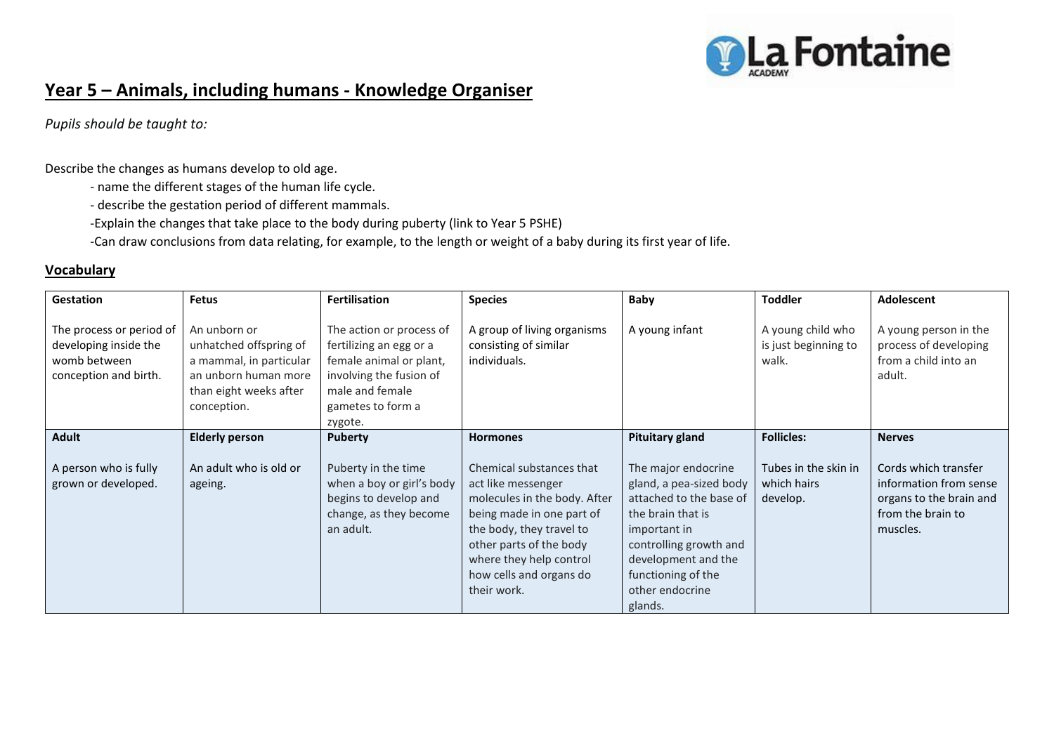# Year 5 – Animals, including humans - Knowledge Organiser

*Pupils should be taught to:*

Describe the changes as humans develop to old age.

- name the different stages of the human life cycle.
- describe the gestation period of different mammals.
- Explain the changes that take place to the body during puberty (link to Year 5 PSHE)
- Can draw conclusions from data relating, for example, to the length or weight of a baby during its first year of life.

## Vocabulary

| Gestation | Fetus | Fertilisation | Species | Baby | Toddler | Adolescent |
|---|---|---|---|---|---|---|
| The process or period of developing inside the womb between conception and birth. | An unborn or unhatched offspring of a mammal, in particular an unborn human more than eight weeks after conception. | The action or process of fertilizing an egg or a female animal or plant, involving the fusion of male and female gametes to form a zygote. | A group of living organisms consisting of similar individuals. | A young infant | A young child who is just beginning to walk. | A young person in the process of developing from a child into an adult. |
| **Adult** | **Elderly person** | **Puberty** | **Hormones** | **Pituitary gland** | **Follicles:** | **Nerves** |
| A person who is fully grown or developed. | An adult who is old or ageing. | Puberty in the time when a boy or girl's body begins to develop and change, as they become an adult. | Chemical substances that act like messenger molecules in the body. After being made in one part of the body, they travel to other parts of the body where they help control how cells and organs do their work. | The major endocrine gland, a pea-sized body attached to the base of the brain that is important in controlling growth and development and the functioning of the other endocrine glands. | Tubes in the skin in which hairs develop. | Cords which transfer information from sense organs to the brain and from the brain to muscles. |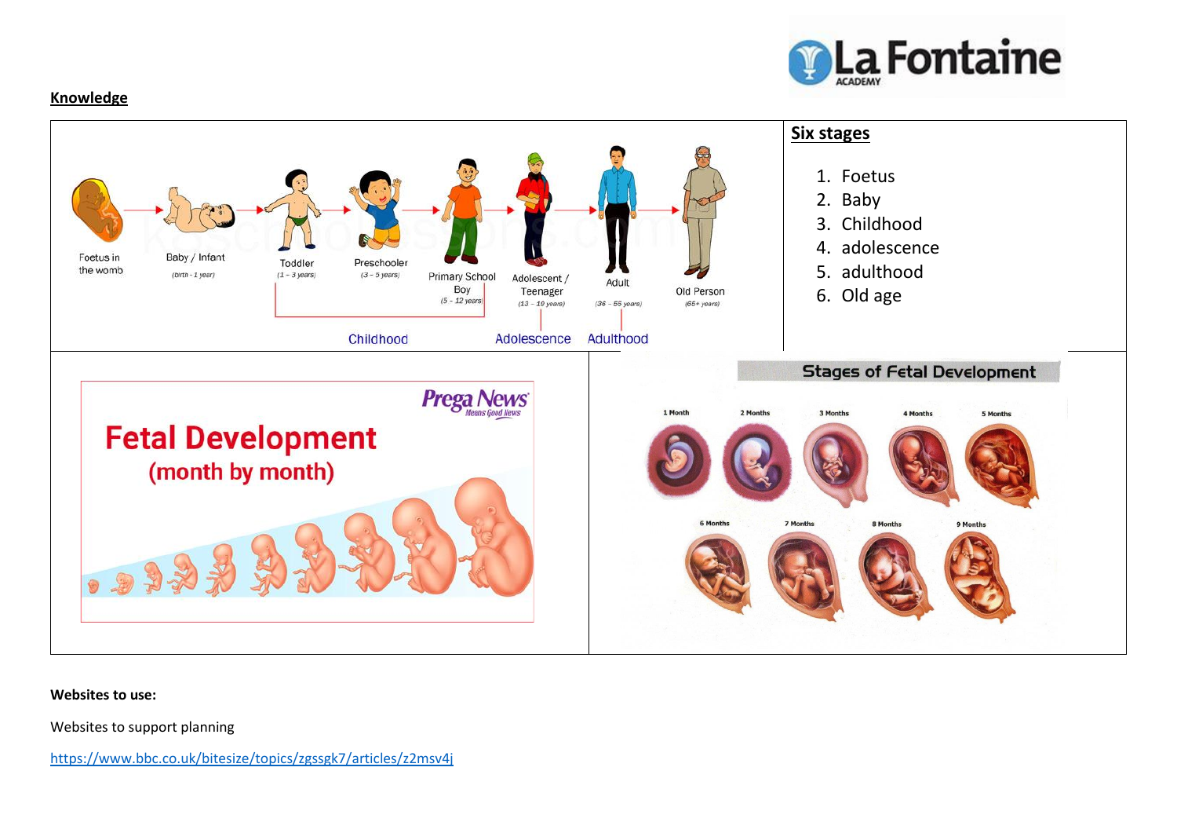**Knowledge**

**Six stages**

1. Foetus
2. Baby
3. Childhood
4. adolescence
5. adulthood
6. Old age

**Websites to use:**

Websites to support planning

https://www.bbc.co.uk/bitesize/topics/zgssgk7/articles/z2msv4j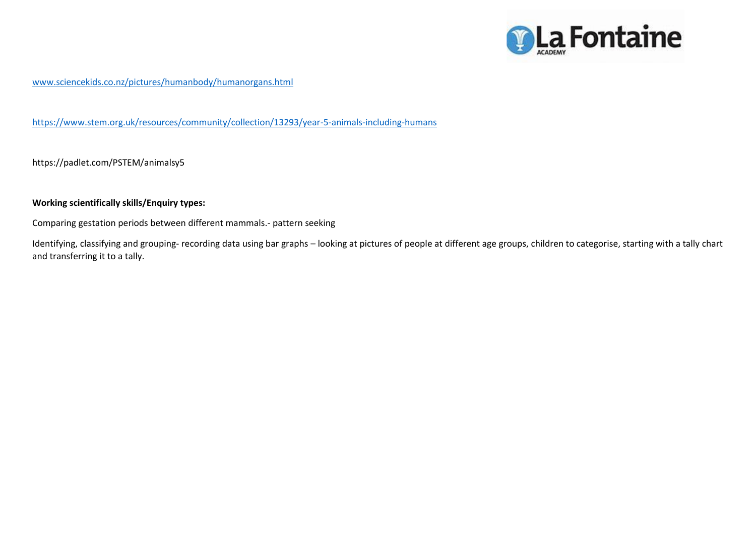[www.sciencekids.co.nz/pictures/humanbody/humanorgans.html](http://www.sciencekids.co.nz/pictures/humanbody/humanorgans.html)

[https://www.stem.org.uk/resources/community/collection/13293/year-5-animals-including-humans](https://www.stem.org.uk/resources/community/collection/13293/year-5-animals-including-humans)

https://padlet.com/PSTEM/animalsy5

**Working scientifically skills/Enquiry types:**

Comparing gestation periods between different mammals.- pattern seeking

Identifying, classifying and grouping- recording data using bar graphs – looking at pictures of people at different age groups, children to categorise, starting with a tally chart and transferring it to a tally.